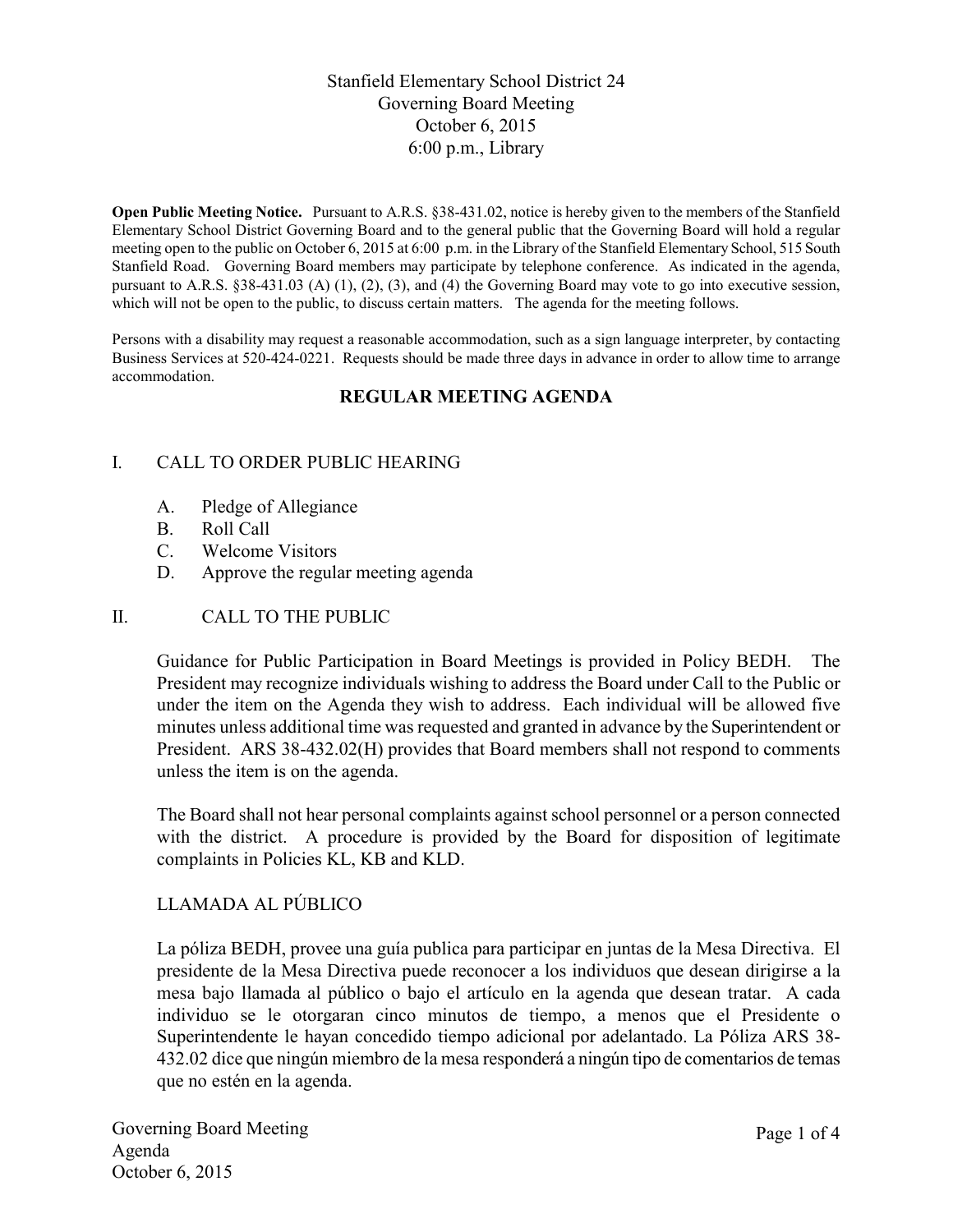# Stanfield Elementary School District 24
## Governing Board Meeting
## October 6, 2015
## 6:00 p.m., Library

**Open Public Meeting Notice.** Pursuant to A.R.S. §38-431.02, notice is hereby given to the members of the Stanfield Elementary School District Governing Board and to the general public that the Governing Board will hold a regular meeting open to the public on October 6, 2015 at 6:00 p.m. in the Library of the Stanfield Elementary School, 515 South Stanfield Road. Governing Board members may participate by telephone conference. As indicated in the agenda, pursuant to A.R.S. §38-431.03 (A) (1), (2), (3), and (4) the Governing Board may vote to go into executive session, which will not be open to the public, to discuss certain matters. The agenda for the meeting follows.

Persons with a disability may request a reasonable accommodation, such as a sign language interpreter, by contacting Business Services at 520-424-0221. Requests should be made three days in advance in order to allow time to arrange accommodation.

## REGULAR MEETING AGENDA

I. CALL TO ORDER PUBLIC HEARING

A. Pledge of Allegiance
B. Roll Call
C. Welcome Visitors
D. Approve the regular meeting agenda

II. CALL TO THE PUBLIC

Guidance for Public Participation in Board Meetings is provided in Policy BEDH. The President may recognize individuals wishing to address the Board under Call to the Public or under the item on the Agenda they wish to address. Each individual will be allowed five minutes unless additional time was requested and granted in advance by the Superintendent or President. ARS 38-432.02(H) provides that Board members shall not respond to comments unless the item is on the agenda.

The Board shall not hear personal complaints against school personnel or a person connected with the district. A procedure is provided by the Board for disposition of legitimate complaints in Policies KL, KB and KLD.

LLAMADA AL PÚBLICO

La póliza BEDH, provee una guía publica para participar en juntas de la Mesa Directiva. El presidente de la Mesa Directiva puede reconocer a los individuos que desean dirigirse a la mesa bajo llamada al público o bajo el artículo en la agenda que desean tratar. A cada individuo se le otorgaran cinco minutos de tiempo, a menos que el Presidente o Superintendente le hayan concedido tiempo adicional por adelantado. La Póliza ARS 38-432.02 dice que ningún miembro de la mesa responderá a ningún tipo de comentarios de temas que no estén en la agenda.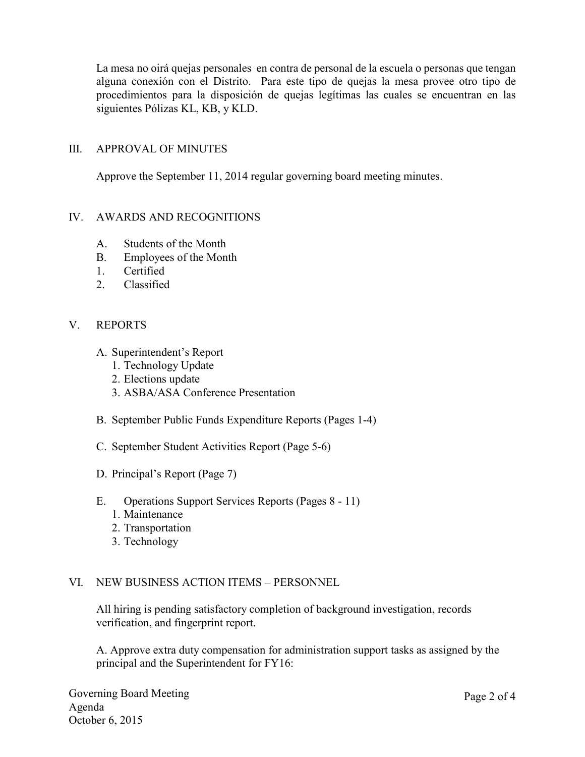La mesa no oirá quejas personales en contra de personal de la escuela o personas que tengan alguna conexión con el Distrito. Para este tipo de quejas la mesa provee otro tipo de procedimientos para la disposición de quejas legítimas las cuales se encuentran en las siguientes Pólizas KL, KB, y KLD.

## III. APPROVAL OF MINUTES

Approve the September 11, 2014 regular governing board meeting minutes.

## IV. AWARDS AND RECOGNITIONS

A. Students of the Month
B. Employees of the Month
1. Certified
2. Classified

## V. REPORTS

A. Superintendent's Report
   1. Technology Update
   2. Elections update
   3. ASBA/ASA Conference Presentation

B. September Public Funds Expenditure Reports (Pages 1-4)

C. September Student Activities Report (Page 5-6)

D. Principal's Report (Page 7)

E. Operations Support Services Reports (Pages 8 - 11)
   1. Maintenance
   2. Transportation
   3. Technology

## VI. NEW BUSINESS ACTION ITEMS – PERSONNEL

All hiring is pending satisfactory completion of background investigation, records verification, and fingerprint report.

A. Approve extra duty compensation for administration support tasks as assigned by the principal and the Superintendent for FY16: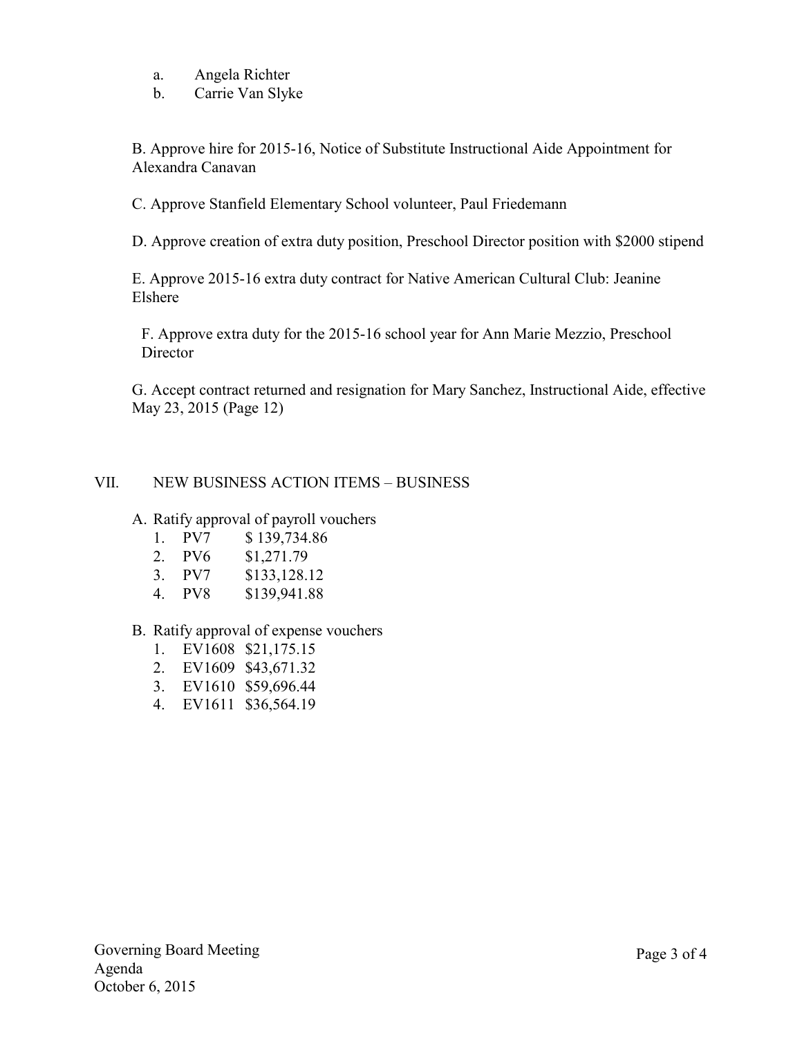a. Angela Richter
b. Carrie Van Slyke

B. Approve hire for 2015-16, Notice of Substitute Instructional Aide Appointment for Alexandra Canavan

C. Approve Stanfield Elementary School volunteer, Paul Friedemann

D. Approve creation of extra duty position, Preschool Director position with $2000 stipend

E. Approve 2015-16 extra duty contract for Native American Cultural Club: Jeanine Elshere

F. Approve extra duty for the 2015-16 school year for Ann Marie Mezzio, Preschool Director

G. Accept contract returned and resignation for Mary Sanchez, Instructional Aide, effective May 23, 2015 (Page 12)

## VII. NEW BUSINESS ACTION ITEMS – BUSINESS

A. Ratify approval of payroll vouchers
  1. PV7 $ 139,734.86
  2. PV6 $1,271.79
  3. PV7 $133,128.12
  4. PV8 $139,941.88

B. Ratify approval of expense vouchers
  1. EV1608 $21,175.15
  2. EV1609 $43,671.32
  3. EV1610 $59,696.44
  4. EV1611 $36,564.19

Governing Board Meeting
Agenda
October 6, 2015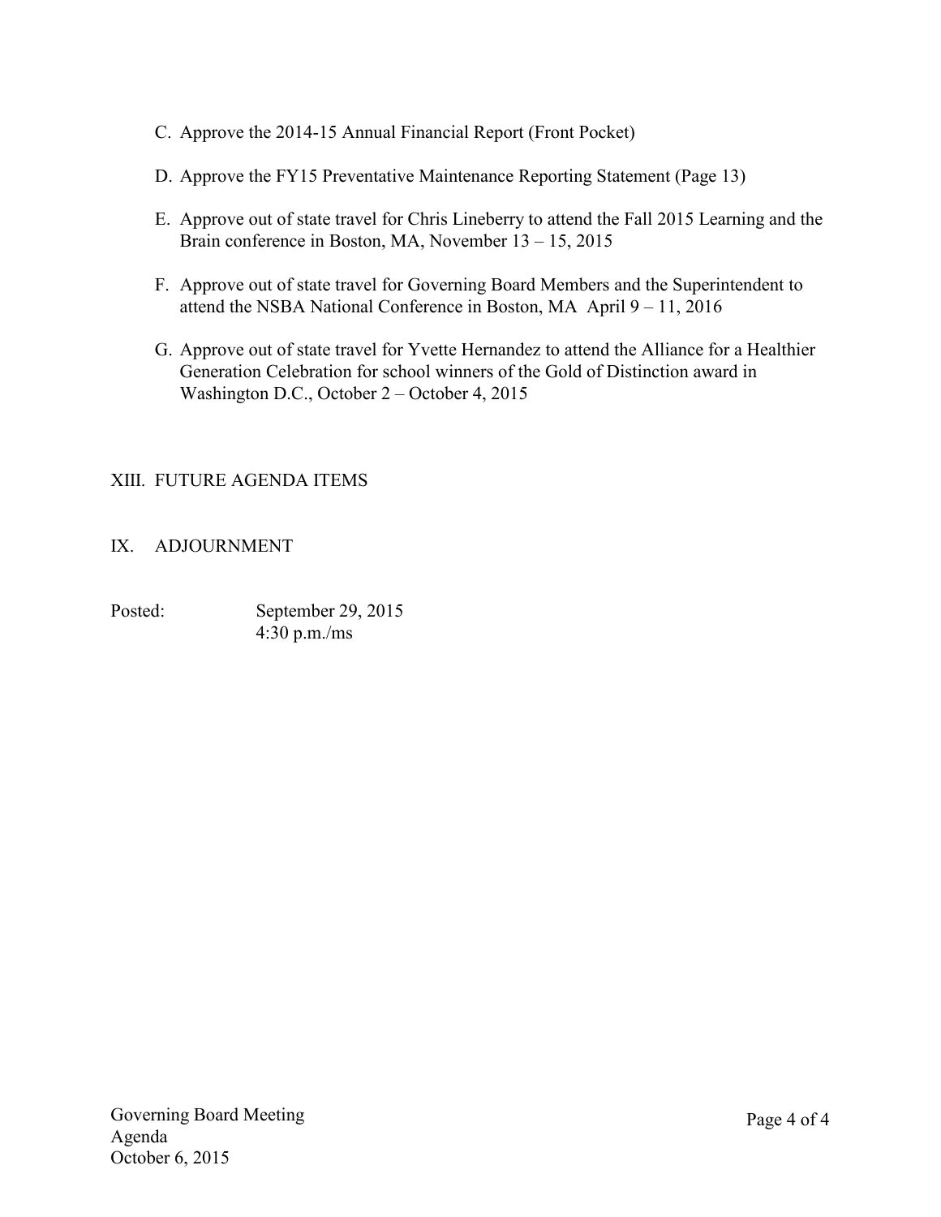C. Approve the 2014-15 Annual Financial Report (Front Pocket)

D. Approve the FY15 Preventative Maintenance Reporting Statement (Page 13)

E. Approve out of state travel for Chris Lineberry to attend the Fall 2015 Learning and the Brain conference in Boston, MA, November 13 – 15, 2015

F. Approve out of state travel for Governing Board Members and the Superintendent to attend the NSBA National Conference in Boston, MA April 9 – 11, 2016

G. Approve out of state travel for Yvette Hernandez to attend the Alliance for a Healthier Generation Celebration for school winners of the Gold of Distinction award in Washington D.C., October 2 – October 4, 2015

XIII. FUTURE AGENDA ITEMS

IX. ADJOURNMENT

Posted: September 29, 2015
4:30 p.m./ms

Governing Board Meeting
Agenda
October 6, 2015